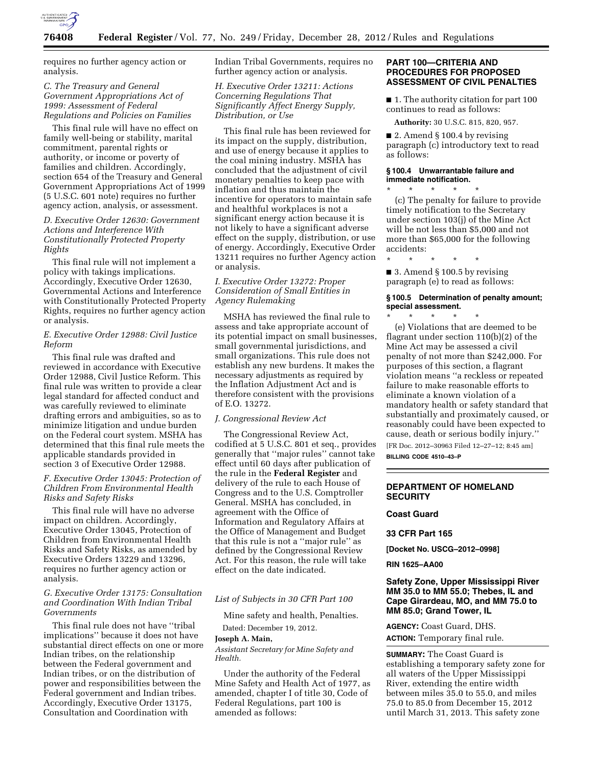requires no further agency action or analysis.

### *C. The Treasury and General Government Appropriations Act of 1999: Assessment of Federal Regulations and Policies on Families*

This final rule will have no effect on family well-being or stability, marital commitment, parental rights or authority, or income or poverty of families and children. Accordingly, section 654 of the Treasury and General Government Appropriations Act of 1999 (5 U.S.C. 601 note) requires no further agency action, analysis, or assessment.

### *D. Executive Order 12630: Government Actions and Interference With Constitutionally Protected Property Rights*

This final rule will not implement a policy with takings implications. Accordingly, Executive Order 12630, Governmental Actions and Interference with Constitutionally Protected Property Rights, requires no further agency action or analysis.

### *E. Executive Order 12988: Civil Justice Reform*

This final rule was drafted and reviewed in accordance with Executive Order 12988, Civil Justice Reform. This final rule was written to provide a clear legal standard for affected conduct and was carefully reviewed to eliminate drafting errors and ambiguities, so as to minimize litigation and undue burden on the Federal court system. MSHA has determined that this final rule meets the applicable standards provided in section 3 of Executive Order 12988.

### *F. Executive Order 13045: Protection of Children From Environmental Health Risks and Safety Risks*

This final rule will have no adverse impact on children. Accordingly, Executive Order 13045, Protection of Children from Environmental Health Risks and Safety Risks, as amended by Executive Orders 13229 and 13296, requires no further agency action or analysis.

### *G. Executive Order 13175: Consultation and Coordination With Indian Tribal Governments*

This final rule does not have ''tribal implications'' because it does not have substantial direct effects on one or more Indian tribes, on the relationship between the Federal government and Indian tribes, or on the distribution of power and responsibilities between the Federal government and Indian tribes. Accordingly, Executive Order 13175, Consultation and Coordination with Indian Tribal Governments, requires no further agency action or analysis.

### *H. Executive Order 13211: Actions Concerning Regulations That Significantly Affect Energy Supply, Distribution, or Use*

This final rule has been reviewed for its impact on the supply, distribution, and use of energy because it applies to the coal mining industry. MSHA has concluded that the adjustment of civil monetary penalties to keep pace with inflation and thus maintain the incentive for operators to maintain safe and healthful workplaces is not a significant energy action because it is not likely to have a significant adverse effect on the supply, distribution, or use of energy. Accordingly, Executive Order 13211 requires no further Agency action or analysis.

### *I. Executive Order 13272: Proper Consideration of Small Entities in Agency Rulemaking*

MSHA has reviewed the final rule to assess and take appropriate account of its potential impact on small businesses, small governmental jurisdictions, and small organizations. This rule does not establish any new burdens. It makes the necessary adjustments as required by the Inflation Adjustment Act and is therefore consistent with the provisions of E.O. 13272.

### *J. Congressional Review Act*

The Congressional Review Act, codified at 5 U.S.C. 801 et seq., provides generally that ''major rules'' cannot take effect until 60 days after publication of the rule in the **Federal Register** and delivery of the rule to each House of Congress and to the U.S. Comptroller General. MSHA has concluded, in agreement with the Office of Information and Regulatory Affairs at the Office of Management and Budget that this rule is not a ''major rule'' as defined by the Congressional Review Act. For this reason, the rule will take effect on the date indicated.

### *List of Subjects in 30 CFR Part 100*

Mine safety and health, Penalties.

Dated: December 19, 2012.

**Joseph A. Main,**

*Assistant Secretary for Mine Safety and Health.*

Under the authority of the Federal Mine Safety and Health Act of 1977, as amended, chapter I of title 30, Code of Federal Regulations, part 100 is amended as follows:

## PART 100—CRITERIA AND PROCEDURES FOR PROPOSED ASSESSMENT OF CIVIL PENALTIES

■ 1. The authority citation for part 100 continues to read as follows:

**Authority:** 30 U.S.C. 815, 820, 957.

■ 2. Amend § 100.4 by revising paragraph (c) introductory text to read as follows:

#### § 100.4 Unwarrantable failure and immediate notification.

\* \* \* \* \*

(c) The penalty for failure to provide timely notification to the Secretary under section 103(j) of the Mine Act will be not less than $5,000 and not more than $65,000 for the following accidents:

\* \* \* \* \*

■ 3. Amend § 100.5 by revising paragraph (e) to read as follows:

#### § 100.5 Determination of penalty amount; special assessment.

\* \* \* \* \*

(e) Violations that are deemed to be flagrant under section 110(b)(2) of the Mine Act may be assessed a civil penalty of not more than $242,000. For purposes of this section, a flagrant violation means ''a reckless or repeated failure to make reasonable efforts to eliminate a known violation of a mandatory health or safety standard that substantially and proximately caused, or reasonably could have been expected to cause, death or serious bodily injury.''

[FR Doc. 2012–30963 Filed 12–27–12; 8:45 am]

**BILLING CODE 4510–43–P**

## DEPARTMENT OF HOMELAND SECURITY

### Coast Guard

### 33 CFR Part 165

**[Docket No. USCG–2012–0998]**

**RIN 1625–AA00**

## Safety Zone, Upper Mississippi River MM 35.0 to MM 55.0; Thebes, IL and Cape Girardeau, MO, and MM 75.0 to MM 85.0; Grand Tower, IL

**AGENCY:** Coast Guard, DHS.

**ACTION:** Temporary final rule.

**SUMMARY:** The Coast Guard is establishing a temporary safety zone for all waters of the Upper Mississippi River, extending the entire width between miles 35.0 to 55.0, and miles 75.0 to 85.0 from December 15, 2012 until March 31, 2013. This safety zone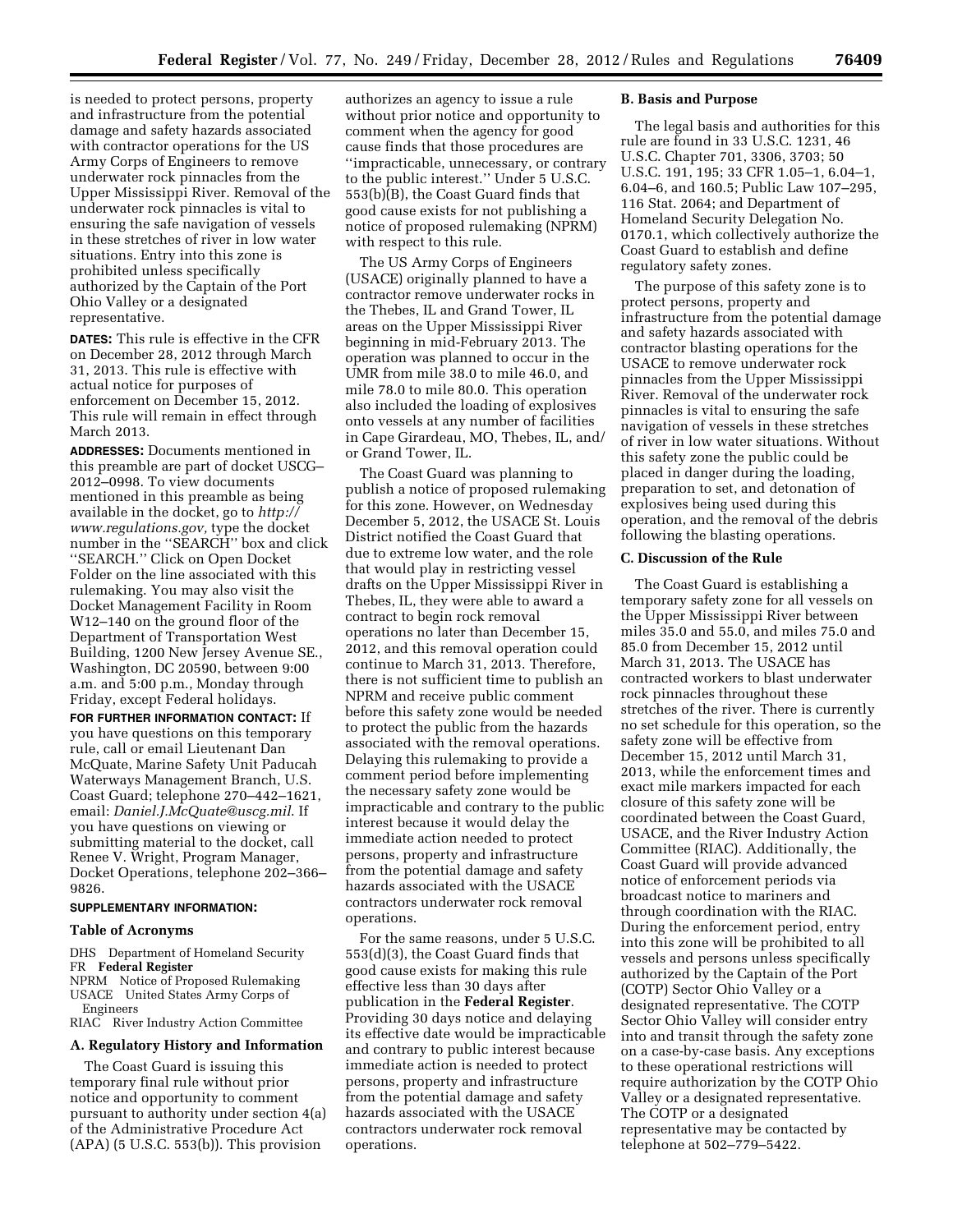is needed to protect persons, property and infrastructure from the potential damage and safety hazards associated with contractor operations for the US Army Corps of Engineers to remove underwater rock pinnacles from the Upper Mississippi River. Removal of the underwater rock pinnacles is vital to ensuring the safe navigation of vessels in these stretches of river in low water situations. Entry into this zone is prohibited unless specifically authorized by the Captain of the Port Ohio Valley or a designated representative.

**DATES:** This rule is effective in the CFR on December 28, 2012 through March 31, 2013. This rule is effective with actual notice for purposes of enforcement on December 15, 2012. This rule will remain in effect through March 2013.

**ADDRESSES:** Documents mentioned in this preamble are part of docket USCG–2012–0998. To view documents mentioned in this preamble as being available in the docket, go to *http://www.regulations.gov,* type the docket number in the ''SEARCH'' box and click ''SEARCH.'' Click on Open Docket Folder on the line associated with this rulemaking. You may also visit the Docket Management Facility in Room W12–140 on the ground floor of the Department of Transportation West Building, 1200 New Jersey Avenue SE., Washington, DC 20590, between 9:00 a.m. and 5:00 p.m., Monday through Friday, except Federal holidays.

**FOR FURTHER INFORMATION CONTACT:** If you have questions on this temporary rule, call or email Lieutenant Dan McQuate, Marine Safety Unit Paducah Waterways Management Branch, U.S. Coast Guard; telephone 270–442–1621, email: *Daniel.J.McQuate@uscg.mil.* If you have questions on viewing or submitting material to the docket, call Renee V. Wright, Program Manager, Docket Operations, telephone 202–366–9826.

**SUPPLEMENTARY INFORMATION:**

**Table of Acronyms**

DHS Department of Homeland Security
FR **Federal Register**
NPRM Notice of Proposed Rulemaking
USACE United States Army Corps of Engineers
RIAC River Industry Action Committee

**A. Regulatory History and Information**

The Coast Guard is issuing this temporary final rule without prior notice and opportunity to comment pursuant to authority under section 4(a) of the Administrative Procedure Act (APA) (5 U.S.C. 553(b)). This provision authorizes an agency to issue a rule without prior notice and opportunity to comment when the agency for good cause finds that those procedures are ''impracticable, unnecessary, or contrary to the public interest.'' Under 5 U.S.C. 553(b)(B), the Coast Guard finds that good cause exists for not publishing a notice of proposed rulemaking (NPRM) with respect to this rule.

The US Army Corps of Engineers (USACE) originally planned to have a contractor remove underwater rocks in the Thebes, IL and Grand Tower, IL areas on the Upper Mississippi River beginning in mid-February 2013. The operation was planned to occur in the UMR from mile 38.0 to mile 46.0, and mile 78.0 to mile 80.0. This operation also included the loading of explosives onto vessels at any number of facilities in Cape Girardeau, MO, Thebes, IL, and/or Grand Tower, IL.

The Coast Guard was planning to publish a notice of proposed rulemaking for this zone. However, on Wednesday December 5, 2012, the USACE St. Louis District notified the Coast Guard that due to extreme low water, and the role that would play in restricting vessel drafts on the Upper Mississippi River in Thebes, IL, they were able to award a contract to begin rock removal operations no later than December 15, 2012, and this removal operation could continue to March 31, 2013. Therefore, there is not sufficient time to publish an NPRM and receive public comment before this safety zone would be needed to protect the public from the hazards associated with the removal operations. Delaying this rulemaking to provide a comment period before implementing the necessary safety zone would be impracticable and contrary to the public interest because it would delay the immediate action needed to protect persons, property and infrastructure from the potential damage and safety hazards associated with the USACE contractors underwater rock removal operations.

For the same reasons, under 5 U.S.C. 553(d)(3), the Coast Guard finds that good cause exists for making this rule effective less than 30 days after publication in the **Federal Register**. Providing 30 days notice and delaying its effective date would be impracticable and contrary to public interest because immediate action is needed to protect persons, property and infrastructure from the potential damage and safety hazards associated with the USACE contractors underwater rock removal operations.

**B. Basis and Purpose**

The legal basis and authorities for this rule are found in 33 U.S.C. 1231, 46 U.S.C. Chapter 701, 3306, 3703; 50 U.S.C. 191, 195; 33 CFR 1.05–1, 6.04–1, 6.04–6, and 160.5; Public Law 107–295, 116 Stat. 2064; and Department of Homeland Security Delegation No. 0170.1, which collectively authorize the Coast Guard to establish and define regulatory safety zones.

The purpose of this safety zone is to protect persons, property and infrastructure from the potential damage and safety hazards associated with contractor blasting operations for the USACE to remove underwater rock pinnacles from the Upper Mississippi River. Removal of the underwater rock pinnacles is vital to ensuring the safe navigation of vessels in these stretches of river in low water situations. Without this safety zone the public could be placed in danger during the loading, preparation to set, and detonation of explosives being used during this operation, and the removal of the debris following the blasting operations.

**C. Discussion of the Rule**

The Coast Guard is establishing a temporary safety zone for all vessels on the Upper Mississippi River between miles 35.0 and 55.0, and miles 75.0 and 85.0 from December 15, 2012 until March 31, 2013. The USACE has contracted workers to blast underwater rock pinnacles throughout these stretches of the river. There is currently no set schedule for this operation, so the safety zone will be effective from December 15, 2012 until March 31, 2013, while the enforcement times and exact mile markers impacted for each closure of this safety zone will be coordinated between the Coast Guard, USACE, and the River Industry Action Committee (RIAC). Additionally, the Coast Guard will provide advanced notice of enforcement periods via broadcast notice to mariners and through coordination with the RIAC. During the enforcement period, entry into this zone will be prohibited to all vessels and persons unless specifically authorized by the Captain of the Port (COTP) Sector Ohio Valley or a designated representative. The COTP Sector Ohio Valley will consider entry into and transit through the safety zone on a case-by-case basis. Any exceptions to these operational restrictions will require authorization by the COTP Ohio Valley or a designated representative. The COTP or a designated representative may be contacted by telephone at 502–779–5422.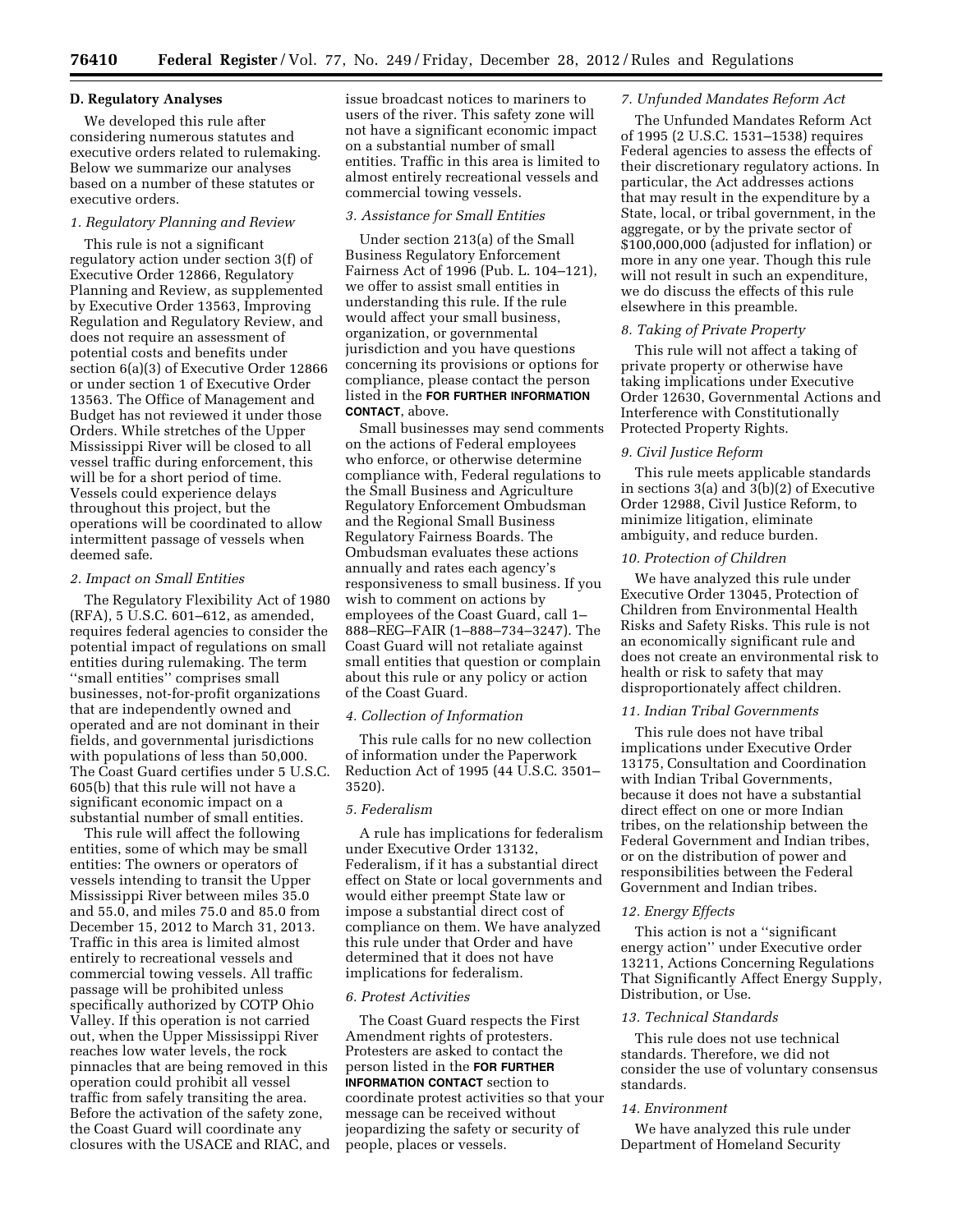### D. Regulatory Analyses

We developed this rule after considering numerous statutes and executive orders related to rulemaking. Below we summarize our analyses based on a number of these statutes or executive orders.

#### *1. Regulatory Planning and Review*

This rule is not a significant regulatory action under section 3(f) of Executive Order 12866, Regulatory Planning and Review, as supplemented by Executive Order 13563, Improving Regulation and Regulatory Review, and does not require an assessment of potential costs and benefits under section 6(a)(3) of Executive Order 12866 or under section 1 of Executive Order 13563. The Office of Management and Budget has not reviewed it under those Orders. While stretches of the Upper Mississippi River will be closed to all vessel traffic during enforcement, this will be for a short period of time. Vessels could experience delays throughout this project, but the operations will be coordinated to allow intermittent passage of vessels when deemed safe.

#### *2. Impact on Small Entities*

The Regulatory Flexibility Act of 1980 (RFA), 5 U.S.C. 601–612, as amended, requires federal agencies to consider the potential impact of regulations on small entities during rulemaking. The term ''small entities'' comprises small businesses, not-for-profit organizations that are independently owned and operated and are not dominant in their fields, and governmental jurisdictions with populations of less than 50,000. The Coast Guard certifies under 5 U.S.C. 605(b) that this rule will not have a significant economic impact on a substantial number of small entities.

This rule will affect the following entities, some of which may be small entities: The owners or operators of vessels intending to transit the Upper Mississippi River between miles 35.0 and 55.0, and miles 75.0 and 85.0 from December 15, 2012 to March 31, 2013. Traffic in this area is limited almost entirely to recreational vessels and commercial towing vessels. All traffic passage will be prohibited unless specifically authorized by COTP Ohio Valley. If this operation is not carried out, when the Upper Mississippi River reaches low water levels, the rock pinnacles that are being removed in this operation could prohibit all vessel traffic from safely transiting the area. Before the activation of the safety zone, the Coast Guard will coordinate any closures with the USACE and RIAC, and issue broadcast notices to mariners to users of the river. This safety zone will not have a significant economic impact on a substantial number of small entities. Traffic in this area is limited to almost entirely recreational vessels and commercial towing vessels.

#### *3. Assistance for Small Entities*

Under section 213(a) of the Small Business Regulatory Enforcement Fairness Act of 1996 (Pub. L. 104–121), we offer to assist small entities in understanding this rule. If the rule would affect your small business, organization, or governmental jurisdiction and you have questions concerning its provisions or options for compliance, please contact the person listed in the **FOR FURTHER INFORMATION CONTACT**, above.

Small businesses may send comments on the actions of Federal employees who enforce, or otherwise determine compliance with, Federal regulations to the Small Business and Agriculture Regulatory Enforcement Ombudsman and the Regional Small Business Regulatory Fairness Boards. The Ombudsman evaluates these actions annually and rates each agency's responsiveness to small business. If you wish to comment on actions by employees of the Coast Guard, call 1–888–REG–FAIR (1–888–734–3247). The Coast Guard will not retaliate against small entities that question or complain about this rule or any policy or action of the Coast Guard.

#### *4. Collection of Information*

This rule calls for no new collection of information under the Paperwork Reduction Act of 1995 (44 U.S.C. 3501–3520).

#### *5. Federalism*

A rule has implications for federalism under Executive Order 13132, Federalism, if it has a substantial direct effect on State or local governments and would either preempt State law or impose a substantial direct cost of compliance on them. We have analyzed this rule under that Order and have determined that it does not have implications for federalism.

#### *6. Protest Activities*

The Coast Guard respects the First Amendment rights of protesters. Protesters are asked to contact the person listed in the **FOR FURTHER INFORMATION CONTACT** section to coordinate protest activities so that your message can be received without jeopardizing the safety or security of people, places or vessels.

#### *7. Unfunded Mandates Reform Act*

The Unfunded Mandates Reform Act of 1995 (2 U.S.C. 1531–1538) requires Federal agencies to assess the effects of their discretionary regulatory actions. In particular, the Act addresses actions that may result in the expenditure by a State, local, or tribal government, in the aggregate, or by the private sector of $100,000,000 (adjusted for inflation) or more in any one year. Though this rule will not result in such an expenditure, we do discuss the effects of this rule elsewhere in this preamble.

#### *8. Taking of Private Property*

This rule will not affect a taking of private property or otherwise have taking implications under Executive Order 12630, Governmental Actions and Interference with Constitutionally Protected Property Rights.

#### *9. Civil Justice Reform*

This rule meets applicable standards in sections 3(a) and 3(b)(2) of Executive Order 12988, Civil Justice Reform, to minimize litigation, eliminate ambiguity, and reduce burden.

#### *10. Protection of Children*

We have analyzed this rule under Executive Order 13045, Protection of Children from Environmental Health Risks and Safety Risks. This rule is not an economically significant rule and does not create an environmental risk to health or risk to safety that may disproportionately affect children.

#### *11. Indian Tribal Governments*

This rule does not have tribal implications under Executive Order 13175, Consultation and Coordination with Indian Tribal Governments, because it does not have a substantial direct effect on one or more Indian tribes, on the relationship between the Federal Government and Indian tribes, or on the distribution of power and responsibilities between the Federal Government and Indian tribes.

#### *12. Energy Effects*

This action is not a ''significant energy action'' under Executive order 13211, Actions Concerning Regulations That Significantly Affect Energy Supply, Distribution, or Use.

#### *13. Technical Standards*

This rule does not use technical standards. Therefore, we did not consider the use of voluntary consensus standards.

#### *14. Environment*

We have analyzed this rule under Department of Homeland Security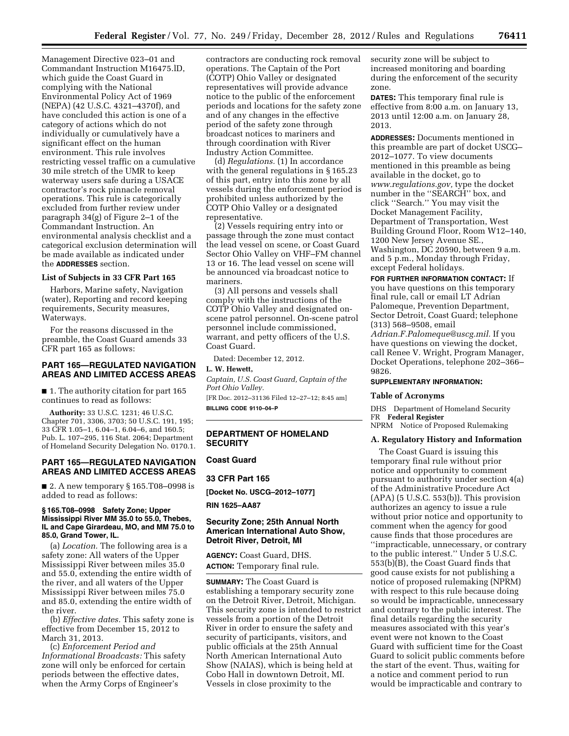Management Directive 023–01 and Commandant Instruction M16475.lD, which guide the Coast Guard in complying with the National Environmental Policy Act of 1969 (NEPA) (42 U.S.C. 4321–4370f), and have concluded this action is one of a category of actions which do not individually or cumulatively have a significant effect on the human environment. This rule involves restricting vessel traffic on a cumulative 30 mile stretch of the UMR to keep waterway users safe during a USACE contractor's rock pinnacle removal operations. This rule is categorically excluded from further review under paragraph 34(g) of Figure 2–1 of the Commandant Instruction. An environmental analysis checklist and a categorical exclusion determination will be made available as indicated under the **ADDRESSES** section.

### List of Subjects in 33 CFR Part 165

Harbors, Marine safety, Navigation (water), Reporting and record keeping requirements, Security measures, Waterways.

For the reasons discussed in the preamble, the Coast Guard amends 33 CFR part 165 as follows:

## PART 165—REGULATED NAVIGATION AREAS AND LIMITED ACCESS AREAS

■ 1. The authority citation for part 165 continues to read as follows:

**Authority:** 33 U.S.C. 1231; 46 U.S.C. Chapter 701, 3306, 3703; 50 U.S.C. 191, 195; 33 CFR 1.05–1, 6.04–1, 6.04–6, and 160.5; Pub. L. 107–295, 116 Stat. 2064; Department of Homeland Security Delegation No. 0170.1.

## PART 165—REGULATED NAVIGATION AREAS AND LIMITED ACCESS AREAS

■ 2. A new temporary § 165.T08–0998 is added to read as follows:

**§ 165.T08–0998 Safety Zone; Upper Mississippi River MM 35.0 to 55.0, Thebes, IL and Cape Girardeau, MO, and MM 75.0 to 85.0, Grand Tower, IL.**

(a) *Location.* The following area is a safety zone: All waters of the Upper Mississippi River between miles 35.0 and 55.0, extending the entire width of the river, and all waters of the Upper Mississippi River between miles 75.0 and 85.0, extending the entire width of the river.

(b) *Effective dates.* This safety zone is effective from December 15, 2012 to March 31, 2013.

(c) *Enforcement Period and Informational Broadcasts:* This safety zone will only be enforced for certain periods between the effective dates, when the Army Corps of Engineer's contractors are conducting rock removal operations. The Captain of the Port (COTP) Ohio Valley or designated representatives will provide advance notice to the public of the enforcement periods and locations for the safety zone and of any changes in the effective period of the safety zone through broadcast notices to mariners and through coordination with River Industry Action Committee.

(d) *Regulations.* (1) In accordance with the general regulations in § 165.23 of this part, entry into this zone by all vessels during the enforcement period is prohibited unless authorized by the COTP Ohio Valley or a designated representative.

(2) Vessels requiring entry into or passage through the zone must contact the lead vessel on scene, or Coast Guard Sector Ohio Valley on VHF–FM channel 13 or 16. The lead vessel on scene will be announced via broadcast notice to mariners.

(3) All persons and vessels shall comply with the instructions of the COTP Ohio Valley and designated on-scene patrol personnel. On-scene patrol personnel include commissioned, warrant, and petty officers of the U.S. Coast Guard.

Dated: December 12, 2012.

**L. W. Hewett,**

*Captain, U.S. Coast Guard, Captain of the Port Ohio Valley.*

[FR Doc. 2012–31136 Filed 12–27–12; 8:45 am]

**BILLING CODE 9110–04–P**

---

## DEPARTMENT OF HOMELAND SECURITY

### Coast Guard

### 33 CFR Part 165

**[Docket No. USCG–2012–1077]**

**RIN 1625–AA87**

### Security Zone; 25th Annual North American International Auto Show, Detroit River, Detroit, MI

**AGENCY:** Coast Guard, DHS.

**ACTION:** Temporary final rule.

**SUMMARY:** The Coast Guard is establishing a temporary security zone on the Detroit River, Detroit, Michigan. This security zone is intended to restrict vessels from a portion of the Detroit River in order to ensure the safety and security of participants, visitors, and public officials at the 25th Annual North American International Auto Show (NAIAS), which is being held at Cobo Hall in downtown Detroit, MI. Vessels in close proximity to the security zone will be subject to increased monitoring and boarding during the enforcement of the security zone.

**DATES:** This temporary final rule is effective from 8:00 a.m. on January 13, 2013 until 12:00 a.m. on January 28, 2013.

**ADDRESSES:** Documents mentioned in this preamble are part of docket USCG–2012–1077. To view documents mentioned in this preamble as being available in the docket, go to *www.regulations.gov,* type the docket number in the ''SEARCH'' box, and click ''Search.'' You may visit the Docket Management Facility, Department of Transportation, West Building Ground Floor, Room W12–140, 1200 New Jersey Avenue SE., Washington, DC 20590, between 9 a.m. and 5 p.m., Monday through Friday, except Federal holidays.

**FOR FURTHER INFORMATION CONTACT:** If you have questions on this temporary final rule, call or email LT Adrian Palomeque, Prevention Department, Sector Detroit, Coast Guard; telephone (313) 568–9508, email *Adrian.F.Palomeque@uscg.mil.* If you have questions on viewing the docket, call Renee V. Wright, Program Manager, Docket Operations, telephone 202–366–9826.

**SUPPLEMENTARY INFORMATION:**

### Table of Acronyms

DHS Department of Homeland Security
FR **Federal Register**
NPRM Notice of Proposed Rulemaking

### A. Regulatory History and Information

The Coast Guard is issuing this temporary final rule without prior notice and opportunity to comment pursuant to authority under section 4(a) of the Administrative Procedure Act (APA) (5 U.S.C. 553(b)). This provision authorizes an agency to issue a rule without prior notice and opportunity to comment when the agency for good cause finds that those procedures are ''impracticable, unnecessary, or contrary to the public interest.'' Under 5 U.S.C. 553(b)(B), the Coast Guard finds that good cause exists for not publishing a notice of proposed rulemaking (NPRM) with respect to this rule because doing so would be impracticable, unnecessary and contrary to the public interest. The final details regarding the security measures associated with this year's event were not known to the Coast Guard with sufficient time for the Coast Guard to solicit public comments before the start of the event. Thus, waiting for a notice and comment period to run would be impracticable and contrary to